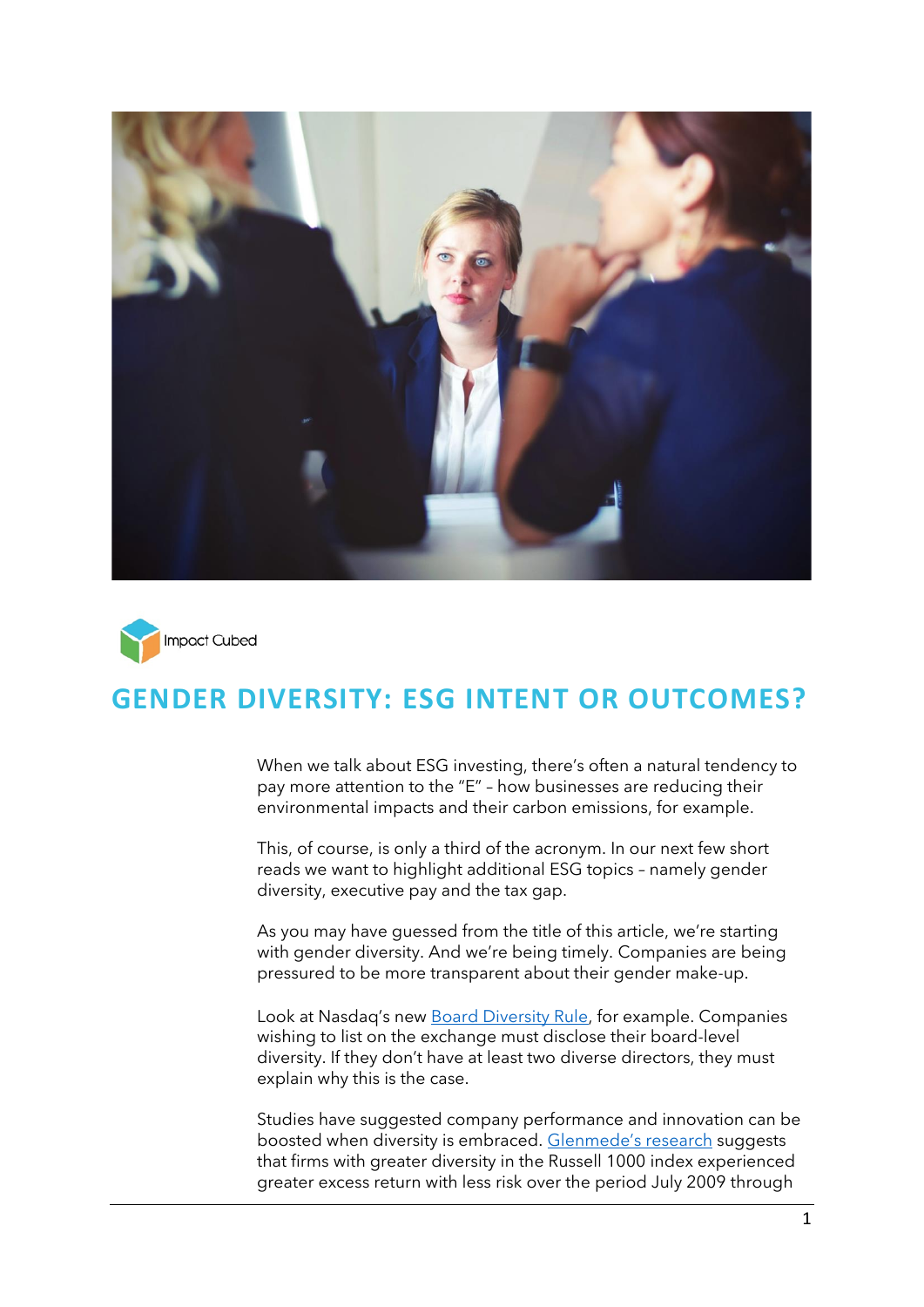Impact Cubed

# GENDER DIVERSITY: ESG INTENT OR OUTCOMES?

When we talk about ESG investing, there's often a natural tendency to pay more attention to the "E" – how businesses are reducing their environmental impacts and their carbon emissions, for example.

This, of course, is only a third of the acronym. In our next few short reads we want to highlight additional ESG topics – namely gender diversity, executive pay and the tax gap.

As you may have guessed from the title of this article, we're starting with gender diversity. And we're being timely. Companies are being pressured to be more transparent about their gender make-up.

Look at Nasdaq's new Board Diversity Rule, for example. Companies wishing to list on the exchange must disclose their board-level diversity. If they don't have at least two diverse directors, they must explain why this is the case.

Studies have suggested company performance and innovation can be boosted when diversity is embraced. Glenmede's research suggests that firms with greater diversity in the Russell 1000 index experienced greater excess return with less risk over the period July 2009 through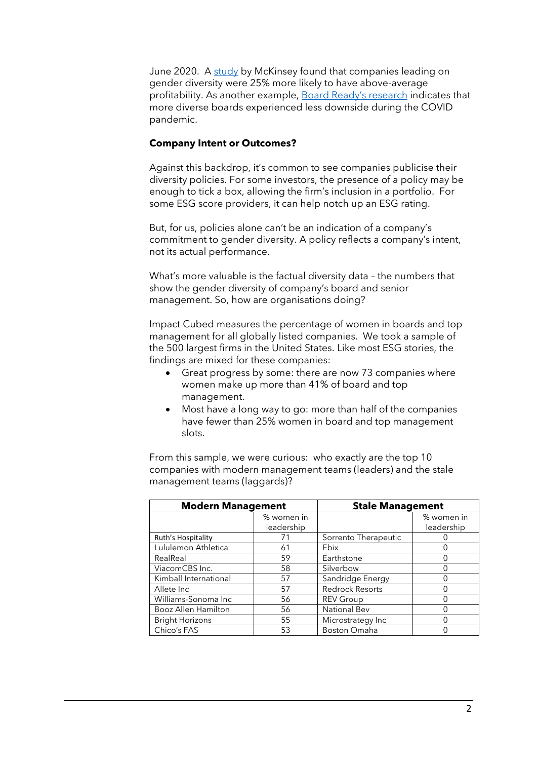June 2020. A study by McKinsey found that companies leading on gender diversity were 25% more likely to have above-average profitability. As another example, Board Ready's research indicates that more diverse boards experienced less downside during the COVID pandemic.

**Company Intent or Outcomes?**

Against this backdrop, it's common to see companies publicise their diversity policies. For some investors, the presence of a policy may be enough to tick a box, allowing the firm's inclusion in a portfolio. For some ESG score providers, it can help notch up an ESG rating.

But, for us, policies alone can't be an indication of a company's commitment to gender diversity. A policy reflects a company's intent, not its actual performance.

What's more valuable is the factual diversity data – the numbers that show the gender diversity of company's board and senior management. So, how are organisations doing?

Impact Cubed measures the percentage of women in boards and top management for all globally listed companies. We took a sample of the 500 largest firms in the United States. Like most ESG stories, the findings are mixed for these companies:

- Great progress by some: there are now 73 companies where women make up more than 41% of board and top management.
- Most have a long way to go: more than half of the companies have fewer than 25% women in board and top management slots.

From this sample, we were curious: who exactly are the top 10 companies with modern management teams (leaders) and the stale management teams (laggards)?

| **Modern Management** | | **Stale Management** | |
|---|---|---|---|
| | % women in leadership | | % women in leadership |
| Ruth's Hospitality | 71 | Sorrento Therapeutic | 0 |
| Lululemon Athletica | 61 | Ebix | 0 |
| RealReal | 59 | Earthstone | 0 |
| ViacomCBS Inc. | 58 | Silverbow | 0 |
| Kimball International | 57 | Sandridge Energy | 0 |
| Allete Inc | 57 | Redrock Resorts | 0 |
| Williams-Sonoma Inc | 56 | REV Group | 0 |
| Booz Allen Hamilton | 56 | National Bev | 0 |
| Bright Horizons | 55 | Microstrategy Inc | 0 |
| Chico's FAS | 53 | Boston Omaha | 0 |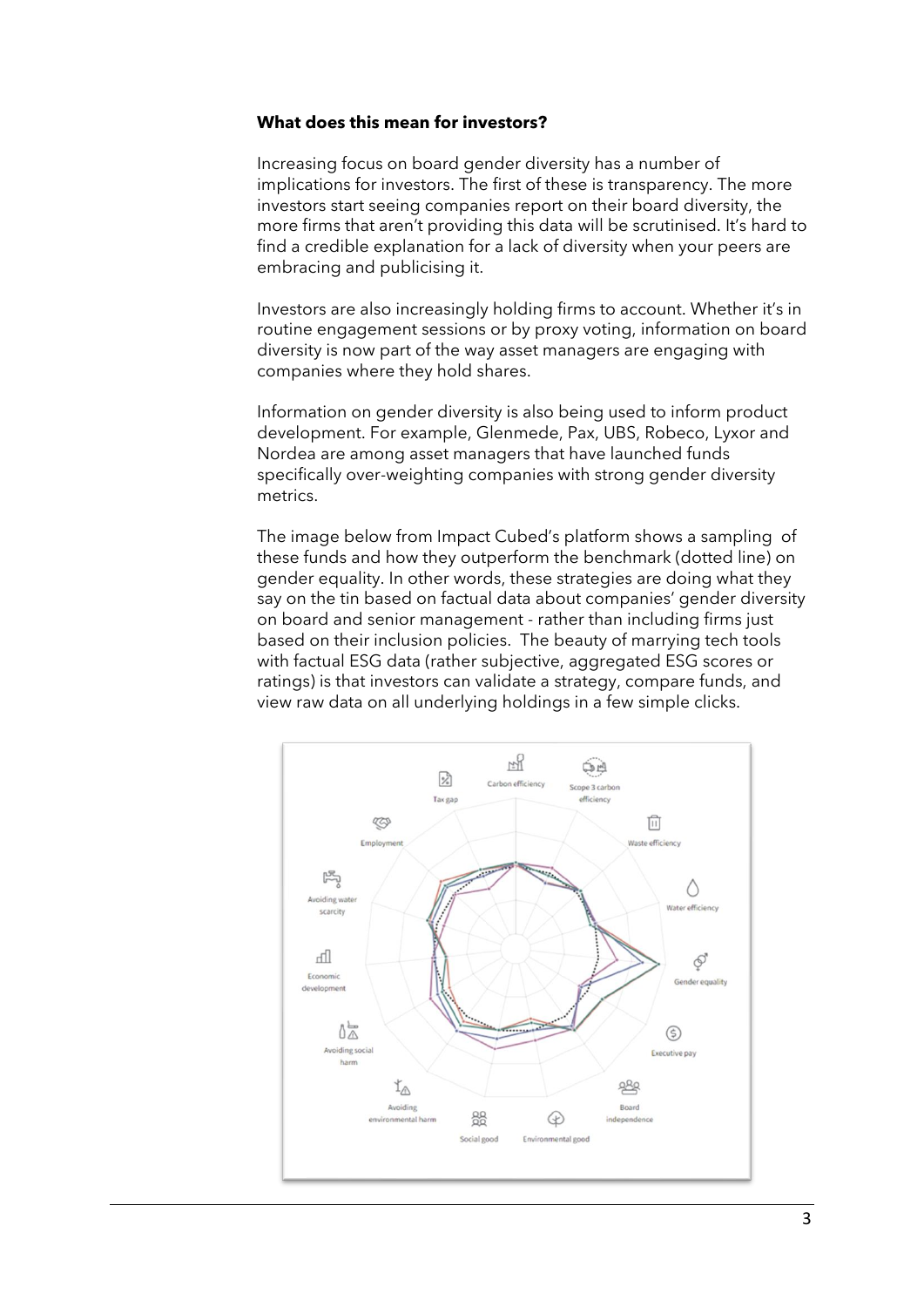**What does this mean for investors?**

Increasing focus on board gender diversity has a number of implications for investors. The first of these is transparency. The more investors start seeing companies report on their board diversity, the more firms that aren't providing this data will be scrutinised. It's hard to find a credible explanation for a lack of diversity when your peers are embracing and publicising it.

Investors are also increasingly holding firms to account. Whether it's in routine engagement sessions or by proxy voting, information on board diversity is now part of the way asset managers are engaging with companies where they hold shares.

Information on gender diversity is also being used to inform product development. For example, Glenmede, Pax, UBS, Robeco, Lyxor and Nordea are among asset managers that have launched funds specifically over-weighting companies with strong gender diversity metrics.

The image below from Impact Cubed's platform shows a sampling of these funds and how they outperform the benchmark (dotted line) on gender equality. In other words, these strategies are doing what they say on the tin based on factual data about companies' gender diversity on board and senior management - rather than including firms just based on their inclusion policies. The beauty of marrying tech tools with factual ESG data (rather subjective, aggregated ESG scores or ratings) is that investors can validate a strategy, compare funds, and view raw data on all underlying holdings in a few simple clicks.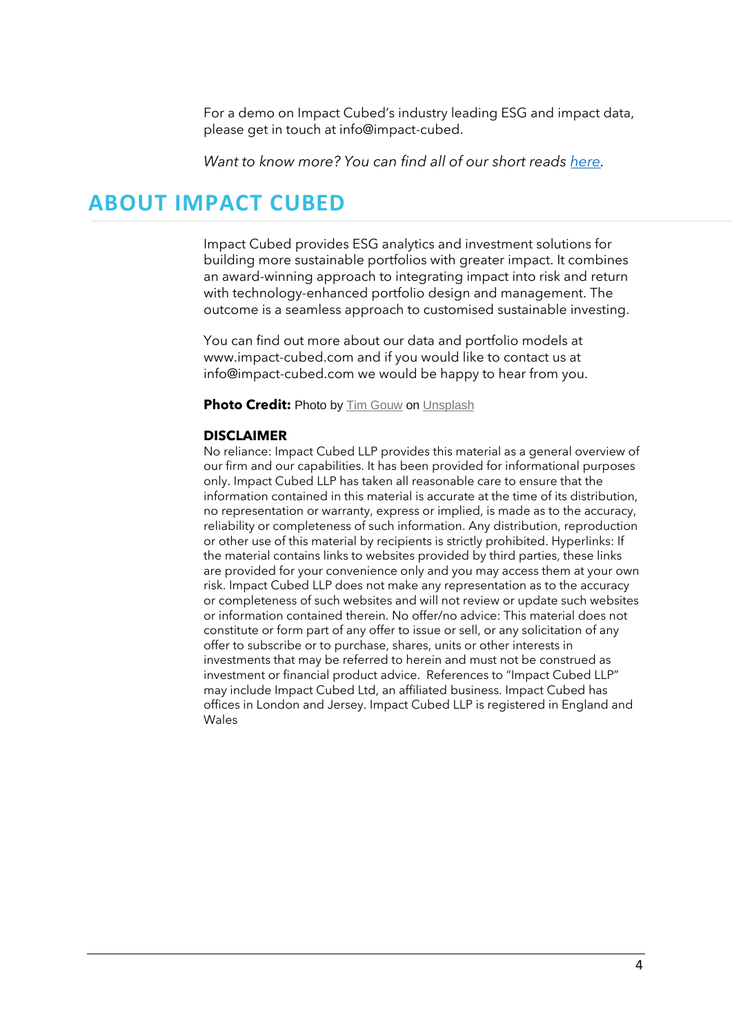For a demo on Impact Cubed's industry leading ESG and impact data, please get in touch at info@impact-cubed.

*Want to know more? You can find all of our short reads [here](#).*

## ABOUT IMPACT CUBED

Impact Cubed provides ESG analytics and investment solutions for building more sustainable portfolios with greater impact. It combines an award-winning approach to integrating impact into risk and return with technology-enhanced portfolio design and management. The outcome is a seamless approach to customised sustainable investing.

You can find out more about our data and portfolio models at www.impact-cubed.com and if you would like to contact us at info@impact-cubed.com we would be happy to hear from you.

**Photo Credit:** Photo by Tim Gouw on Unsplash

**DISCLAIMER**

No reliance: Impact Cubed LLP provides this material as a general overview of our firm and our capabilities. It has been provided for informational purposes only. Impact Cubed LLP has taken all reasonable care to ensure that the information contained in this material is accurate at the time of its distribution, no representation or warranty, express or implied, is made as to the accuracy, reliability or completeness of such information. Any distribution, reproduction or other use of this material by recipients is strictly prohibited. Hyperlinks: If the material contains links to websites provided by third parties, these links are provided for your convenience only and you may access them at your own risk. Impact Cubed LLP does not make any representation as to the accuracy or completeness of such websites and will not review or update such websites or information contained therein. No offer/no advice: This material does not constitute or form part of any offer to issue or sell, or any solicitation of any offer to subscribe or to purchase, shares, units or other interests in investments that may be referred to herein and must not be construed as investment or financial product advice. References to "Impact Cubed LLP" may include Impact Cubed Ltd, an affiliated business. Impact Cubed has offices in London and Jersey. Impact Cubed LLP is registered in England and Wales